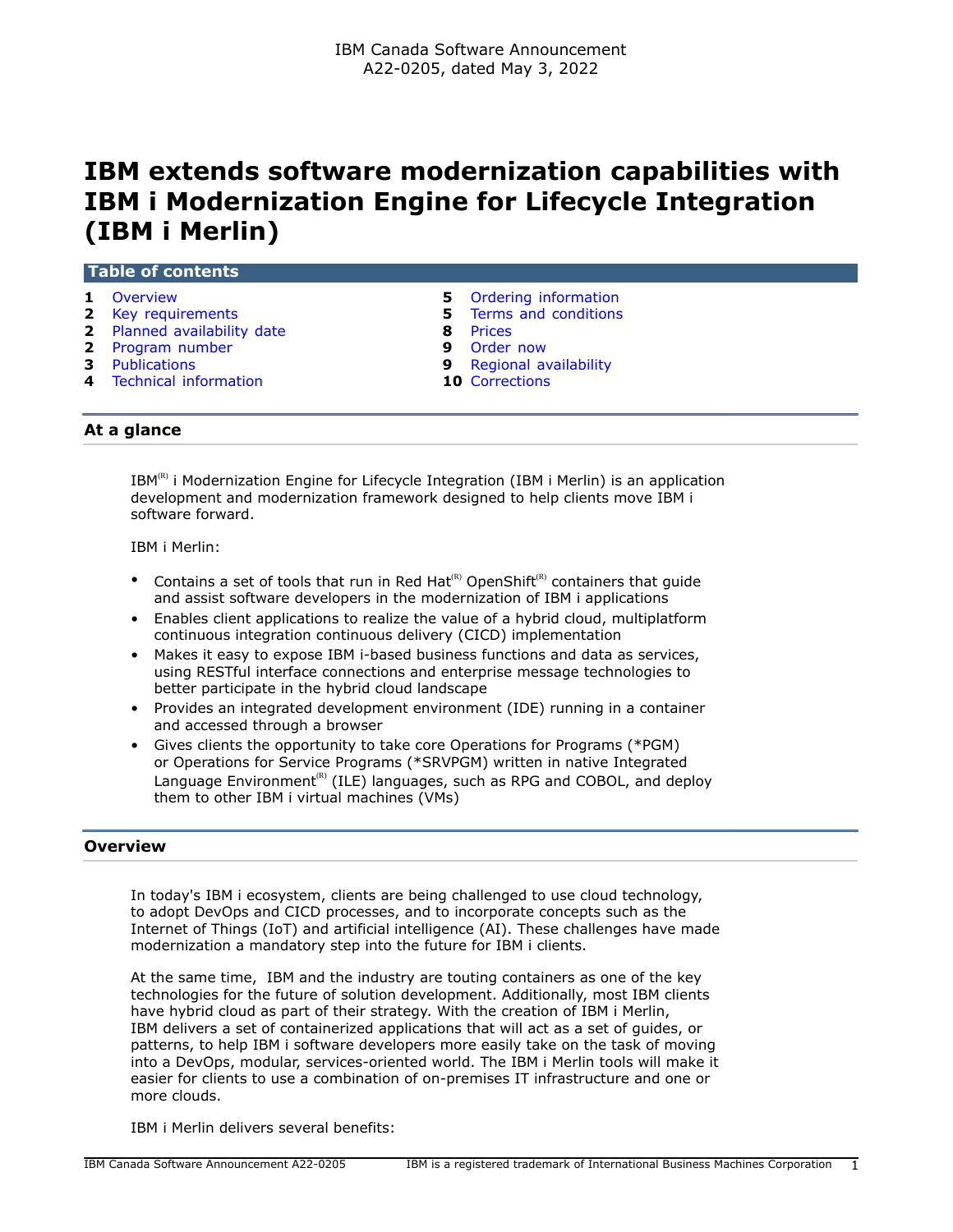IBM Canada Software Announcement
A22-0205, dated May 3, 2022

# IBM extends software modernization capabilities with IBM i Modernization Engine for Lifecycle Integration (IBM i Merlin)

## Table of contents

| | | | |
|---|---|---|---|
| 1 | Overview | 5 | Ordering information |
| 2 | Key requirements | 5 | Terms and conditions |
| 2 | Planned availability date | 8 | Prices |
| 2 | Program number | 9 | Order now |
| 3 | Publications | 9 | Regional availability |
| 4 | Technical information | 10 | Corrections |

## At a glance

IBM(R) i Modernization Engine for Lifecycle Integration (IBM i Merlin) is an application development and modernization framework designed to help clients move IBM i software forward.

IBM i Merlin:

- Contains a set of tools that run in Red Hat(R) OpenShift(R) containers that guide and assist software developers in the modernization of IBM i applications
- Enables client applications to realize the value of a hybrid cloud, multiplatform continuous integration continuous delivery (CICD) implementation
- Makes it easy to expose IBM i-based business functions and data as services, using RESTful interface connections and enterprise message technologies to better participate in the hybrid cloud landscape
- Provides an integrated development environment (IDE) running in a container and accessed through a browser
- Gives clients the opportunity to take core Operations for Programs (*PGM) or Operations for Service Programs (*SRVPGM) written in native Integrated Language Environment(R) (ILE) languages, such as RPG and COBOL, and deploy them to other IBM i virtual machines (VMs)

## Overview

In today's IBM i ecosystem, clients are being challenged to use cloud technology, to adopt DevOps and CICD processes, and to incorporate concepts such as the Internet of Things (IoT) and artificial intelligence (AI). These challenges have made modernization a mandatory step into the future for IBM i clients.

At the same time, IBM and the industry are touting containers as one of the key technologies for the future of solution development. Additionally, most IBM clients have hybrid cloud as part of their strategy. With the creation of IBM i Merlin, IBM delivers a set of containerized applications that will act as a set of guides, or patterns, to help IBM i software developers more easily take on the task of moving into a DevOps, modular, services-oriented world. The IBM i Merlin tools will make it easier for clients to use a combination of on-premises IT infrastructure and one or more clouds.

IBM i Merlin delivers several benefits: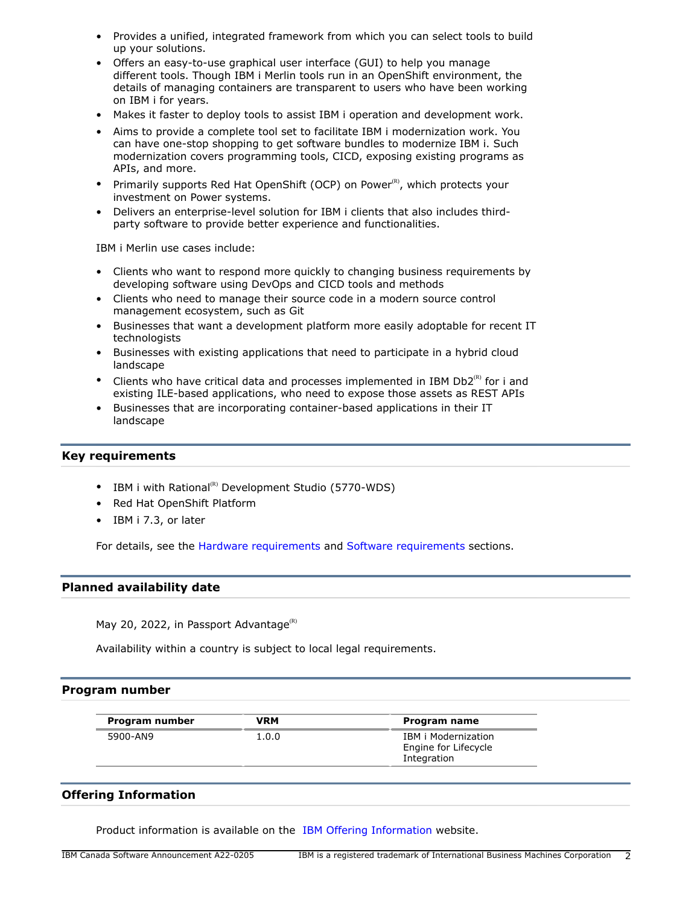- Provides a unified, integrated framework from which you can select tools to build up your solutions.
- Offers an easy-to-use graphical user interface (GUI) to help you manage different tools. Though IBM i Merlin tools run in an OpenShift environment, the details of managing containers are transparent to users who have been working on IBM i for years.
- Makes it faster to deploy tools to assist IBM i operation and development work.
- Aims to provide a complete tool set to facilitate IBM i modernization work. You can have one-stop shopping to get software bundles to modernize IBM i. Such modernization covers programming tools, CICD, exposing existing programs as APIs, and more.
- Primarily supports Red Hat OpenShift (OCP) on Power(R), which protects your investment on Power systems.
- Delivers an enterprise-level solution for IBM i clients that also includes third-party software to provide better experience and functionalities.

IBM i Merlin use cases include:

- Clients who want to respond more quickly to changing business requirements by developing software using DevOps and CICD tools and methods
- Clients who need to manage their source code in a modern source control management ecosystem, such as Git
- Businesses that want a development platform more easily adoptable for recent IT technologists
- Businesses with existing applications that need to participate in a hybrid cloud landscape
- Clients who have critical data and processes implemented in IBM Db2(R) for i and existing ILE-based applications, who need to expose those assets as REST APIs
- Businesses that are incorporating container-based applications in their IT landscape

## Key requirements

- IBM i with Rational(R) Development Studio (5770-WDS)
- Red Hat OpenShift Platform
- IBM i 7.3, or later

For details, see the Hardware requirements and Software requirements sections.

## Planned availability date

May 20, 2022, in Passport Advantage(R)

Availability within a country is subject to local legal requirements.

## Program number

| Program number | VRM | Program name |
|---|---|---|
| 5900-AN9 | 1.0.0 | IBM i Modernization Engine for Lifecycle Integration |

## Offering Information

Product information is available on the IBM Offering Information website.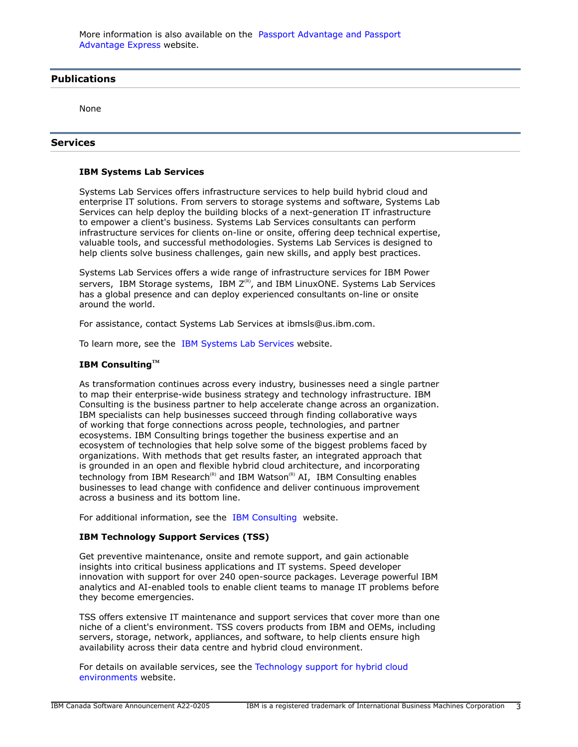More information is also available on the Passport Advantage and Passport Advantage Express website.

## Publications

None

## Services

### IBM Systems Lab Services

Systems Lab Services offers infrastructure services to help build hybrid cloud and enterprise IT solutions. From servers to storage systems and software, Systems Lab Services can help deploy the building blocks of a next-generation IT infrastructure to empower a client's business. Systems Lab Services consultants can perform infrastructure services for clients on-line or onsite, offering deep technical expertise, valuable tools, and successful methodologies. Systems Lab Services is designed to help clients solve business challenges, gain new skills, and apply best practices.

Systems Lab Services offers a wide range of infrastructure services for IBM Power servers, IBM Storage systems, IBM Z(R), and IBM LinuxONE. Systems Lab Services has a global presence and can deploy experienced consultants on-line or onsite around the world.

For assistance, contact Systems Lab Services at ibmsls@us.ibm.com.

To learn more, see the IBM Systems Lab Services website.

### IBM Consulting(TM)

As transformation continues across every industry, businesses need a single partner to map their enterprise-wide business strategy and technology infrastructure. IBM Consulting is the business partner to help accelerate change across an organization. IBM specialists can help businesses succeed through finding collaborative ways of working that forge connections across people, technologies, and partner ecosystems. IBM Consulting brings together the business expertise and an ecosystem of technologies that help solve some of the biggest problems faced by organizations. With methods that get results faster, an integrated approach that is grounded in an open and flexible hybrid cloud architecture, and incorporating technology from IBM Research(R) and IBM Watson(R) AI, IBM Consulting enables businesses to lead change with confidence and deliver continuous improvement across a business and its bottom line.

For additional information, see the IBM Consulting website.

### IBM Technology Support Services (TSS)

Get preventive maintenance, onsite and remote support, and gain actionable insights into critical business applications and IT systems. Speed developer innovation with support for over 240 open-source packages. Leverage powerful IBM analytics and AI-enabled tools to enable client teams to manage IT problems before they become emergencies.

TSS offers extensive IT maintenance and support services that cover more than one niche of a client's environment. TSS covers products from IBM and OEMs, including servers, storage, network, appliances, and software, to help clients ensure high availability across their data centre and hybrid cloud environment.

For details on available services, see the Technology support for hybrid cloud environments website.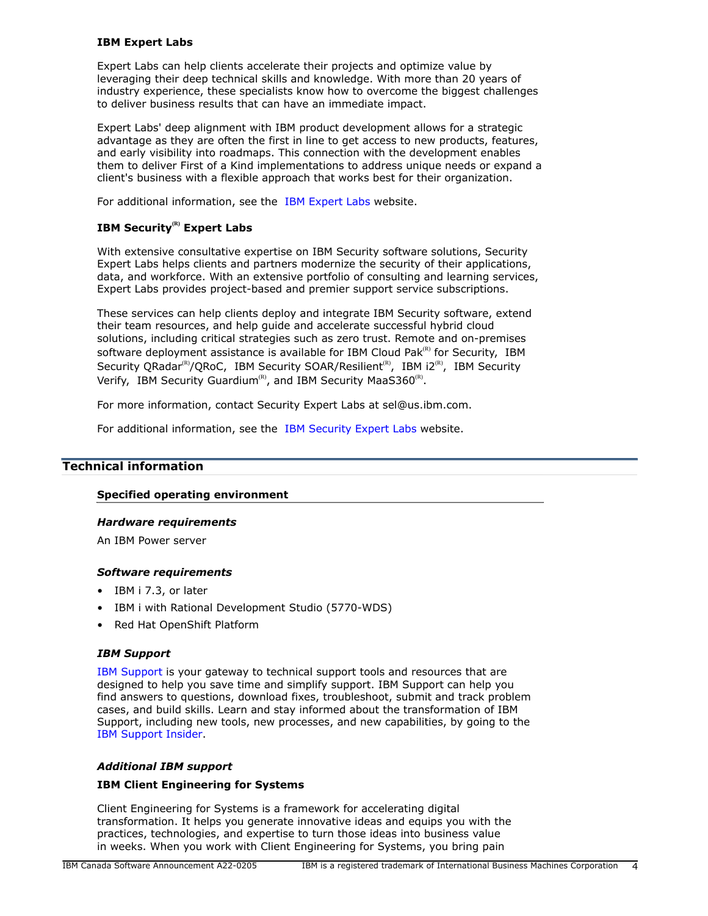**IBM Expert Labs**

Expert Labs can help clients accelerate their projects and optimize value by leveraging their deep technical skills and knowledge. With more than 20 years of industry experience, these specialists know how to overcome the biggest challenges to deliver business results that can have an immediate impact.

Expert Labs' deep alignment with IBM product development allows for a strategic advantage as they are often the first in line to get access to new products, features, and early visibility into roadmaps. This connection with the development enables them to deliver First of a Kind implementations to address unique needs or expand a client's business with a flexible approach that works best for their organization.

For additional information, see the IBM Expert Labs website.

**IBM Security(R) Expert Labs**

With extensive consultative expertise on IBM Security software solutions, Security Expert Labs helps clients and partners modernize the security of their applications, data, and workforce. With an extensive portfolio of consulting and learning services, Expert Labs provides project-based and premier support service subscriptions.

These services can help clients deploy and integrate IBM Security software, extend their team resources, and help guide and accelerate successful hybrid cloud solutions, including critical strategies such as zero trust. Remote and on-premises software deployment assistance is available for IBM Cloud Pak(R) for Security, IBM Security QRadar(R)/QRoC, IBM Security SOAR/Resilient(R), IBM i2(R), IBM Security Verify, IBM Security Guardium(R), and IBM Security MaaS360(R).

For more information, contact Security Expert Labs at sel@us.ibm.com.

For additional information, see the IBM Security Expert Labs website.

## Technical information

### Specified operating environment

***Hardware requirements***

An IBM Power server

***Software requirements***

- IBM i 7.3, or later
- IBM i with Rational Development Studio (5770-WDS)
- Red Hat OpenShift Platform

***IBM Support***

IBM Support is your gateway to technical support tools and resources that are designed to help you save time and simplify support. IBM Support can help you find answers to questions, download fixes, troubleshoot, submit and track problem cases, and build skills. Learn and stay informed about the transformation of IBM Support, including new tools, new processes, and new capabilities, by going to the IBM Support Insider.

***Additional IBM support***

**IBM Client Engineering for Systems**

Client Engineering for Systems is a framework for accelerating digital transformation. It helps you generate innovative ideas and equips you with the practices, technologies, and expertise to turn those ideas into business value in weeks. When you work with Client Engineering for Systems, you bring pain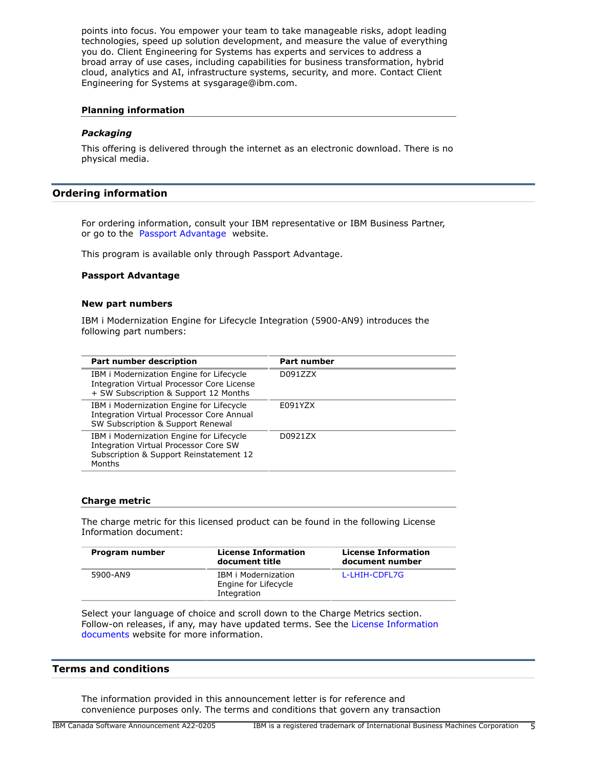points into focus. You empower your team to take manageable risks, adopt leading technologies, speed up solution development, and measure the value of everything you do. Client Engineering for Systems has experts and services to address a broad array of use cases, including capabilities for business transformation, hybrid cloud, analytics and AI, infrastructure systems, security, and more. Contact Client Engineering for Systems at sysgarage@ibm.com.

### Planning information

#### *Packaging*

This offering is delivered through the internet as an electronic download. There is no physical media.

## Ordering information

For ordering information, consult your IBM representative or IBM Business Partner, or go to the Passport Advantage website.

This program is available only through Passport Advantage.

### Passport Advantage

### New part numbers

IBM i Modernization Engine for Lifecycle Integration (5900-AN9) introduces the following part numbers:

| Part number description | Part number |
|---|---|
| IBM i Modernization Engine for Lifecycle Integration Virtual Processor Core License + SW Subscription & Support 12 Months | D091ZZX |
| IBM i Modernization Engine for Lifecycle Integration Virtual Processor Core Annual SW Subscription & Support Renewal | E091YZX |
| IBM i Modernization Engine for Lifecycle Integration Virtual Processor Core SW Subscription & Support Reinstatement 12 Months | D0921ZX |

### Charge metric

The charge metric for this licensed product can be found in the following License Information document:

| Program number | License Information document title | License Information document number |
|---|---|---|
| 5900-AN9 | IBM i Modernization Engine for Lifecycle Integration | L-LHIH-CDFL7G |

Select your language of choice and scroll down to the Charge Metrics section. Follow-on releases, if any, may have updated terms. See the License Information documents website for more information.

## Terms and conditions

The information provided in this announcement letter is for reference and convenience purposes only. The terms and conditions that govern any transaction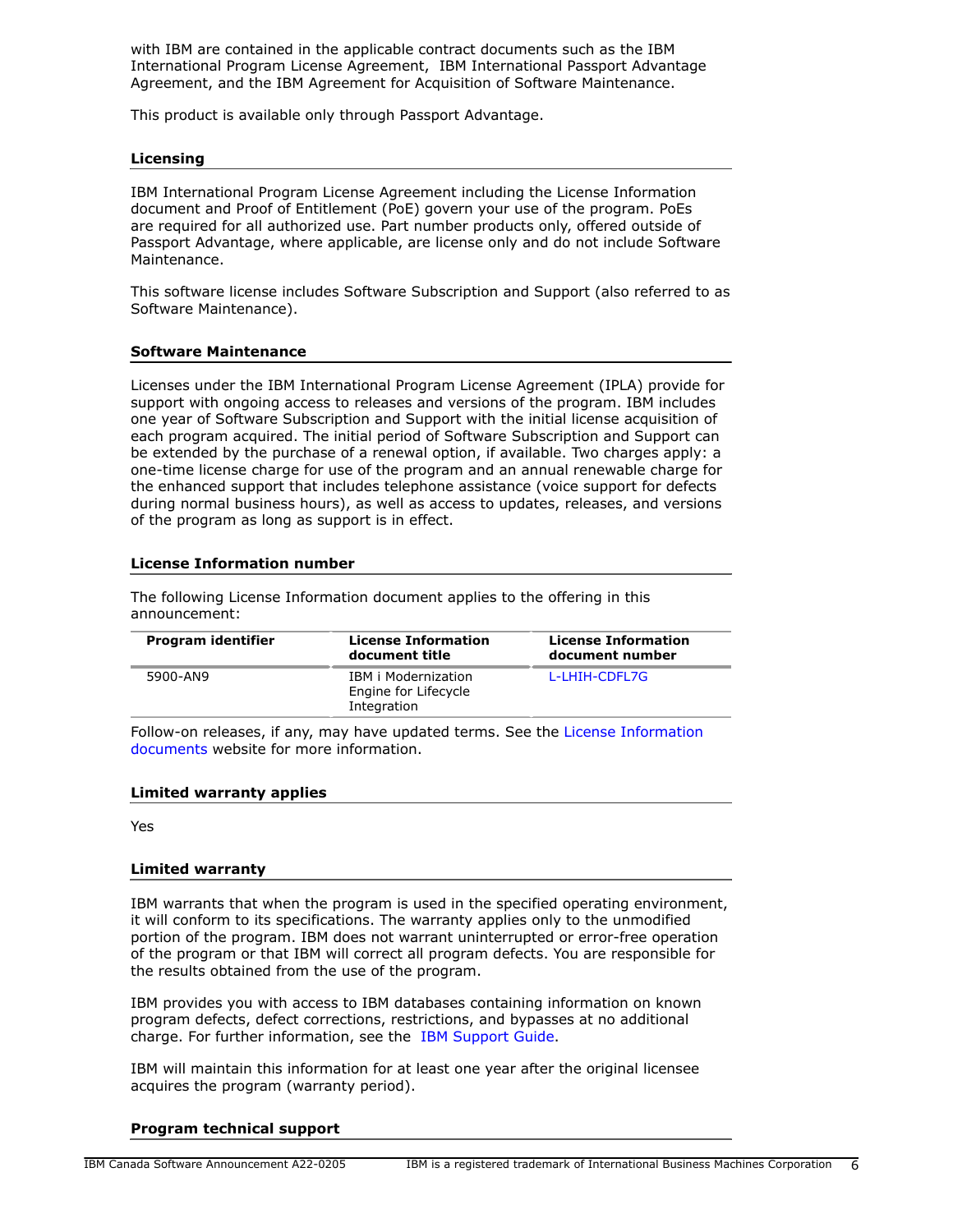with IBM are contained in the applicable contract documents such as the IBM International Program License Agreement, IBM International Passport Advantage Agreement, and the IBM Agreement for Acquisition of Software Maintenance.

This product is available only through Passport Advantage.

### Licensing

IBM International Program License Agreement including the License Information document and Proof of Entitlement (PoE) govern your use of the program. PoEs are required for all authorized use. Part number products only, offered outside of Passport Advantage, where applicable, are license only and do not include Software Maintenance.

This software license includes Software Subscription and Support (also referred to as Software Maintenance).

### Software Maintenance

Licenses under the IBM International Program License Agreement (IPLA) provide for support with ongoing access to releases and versions of the program. IBM includes one year of Software Subscription and Support with the initial license acquisition of each program acquired. The initial period of Software Subscription and Support can be extended by the purchase of a renewal option, if available. Two charges apply: a one-time license charge for use of the program and an annual renewable charge for the enhanced support that includes telephone assistance (voice support for defects during normal business hours), as well as access to updates, releases, and versions of the program as long as support is in effect.

### License Information number

The following License Information document applies to the offering in this announcement:

| Program identifier | License Information document title | License Information document number |
|---|---|---|
| 5900-AN9 | IBM i Modernization Engine for Lifecycle Integration | L-LHIH-CDFL7G |

Follow-on releases, if any, may have updated terms. See the License Information documents website for more information.

### Limited warranty applies

Yes

### Limited warranty

IBM warrants that when the program is used in the specified operating environment, it will conform to its specifications. The warranty applies only to the unmodified portion of the program. IBM does not warrant uninterrupted or error-free operation of the program or that IBM will correct all program defects. You are responsible for the results obtained from the use of the program.

IBM provides you with access to IBM databases containing information on known program defects, defect corrections, restrictions, and bypasses at no additional charge. For further information, see the IBM Support Guide.

IBM will maintain this information for at least one year after the original licensee acquires the program (warranty period).

### Program technical support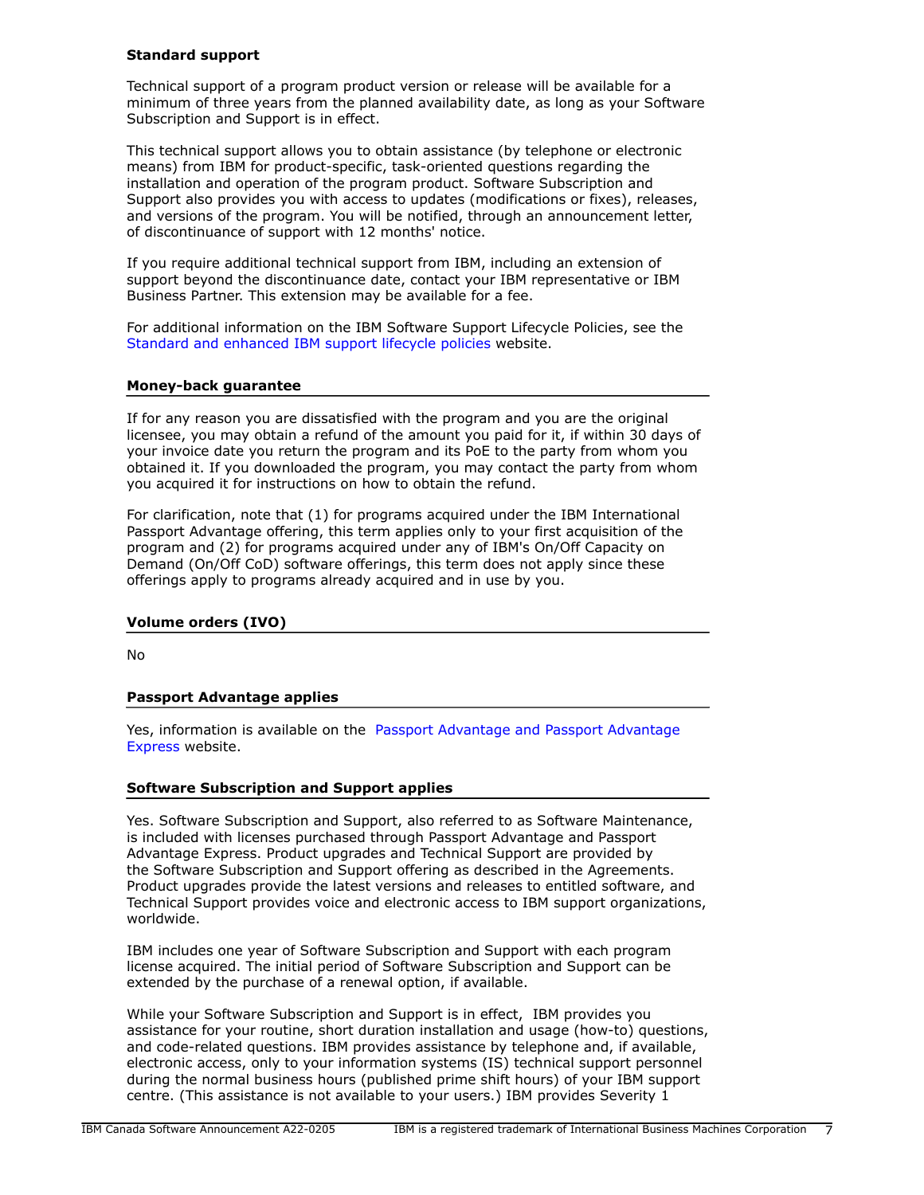**Standard support**

Technical support of a program product version or release will be available for a minimum of three years from the planned availability date, as long as your Software Subscription and Support is in effect.

This technical support allows you to obtain assistance (by telephone or electronic means) from IBM for product-specific, task-oriented questions regarding the installation and operation of the program product. Software Subscription and Support also provides you with access to updates (modifications or fixes), releases, and versions of the program. You will be notified, through an announcement letter, of discontinuance of support with 12 months' notice.

If you require additional technical support from IBM, including an extension of support beyond the discontinuance date, contact your IBM representative or IBM Business Partner. This extension may be available for a fee.

For additional information on the IBM Software Support Lifecycle Policies, see the Standard and enhanced IBM support lifecycle policies website.

## Money-back guarantee

If for any reason you are dissatisfied with the program and you are the original licensee, you may obtain a refund of the amount you paid for it, if within 30 days of your invoice date you return the program and its PoE to the party from whom you obtained it. If you downloaded the program, you may contact the party from whom you acquired it for instructions on how to obtain the refund.

For clarification, note that (1) for programs acquired under the IBM International Passport Advantage offering, this term applies only to your first acquisition of the program and (2) for programs acquired under any of IBM's On/Off Capacity on Demand (On/Off CoD) software offerings, this term does not apply since these offerings apply to programs already acquired and in use by you.

## Volume orders (IVO)

No

## Passport Advantage applies

Yes, information is available on the Passport Advantage and Passport Advantage Express website.

## Software Subscription and Support applies

Yes. Software Subscription and Support, also referred to as Software Maintenance, is included with licenses purchased through Passport Advantage and Passport Advantage Express. Product upgrades and Technical Support are provided by the Software Subscription and Support offering as described in the Agreements. Product upgrades provide the latest versions and releases to entitled software, and Technical Support provides voice and electronic access to IBM support organizations, worldwide.

IBM includes one year of Software Subscription and Support with each program license acquired. The initial period of Software Subscription and Support can be extended by the purchase of a renewal option, if available.

While your Software Subscription and Support is in effect, IBM provides you assistance for your routine, short duration installation and usage (how-to) questions, and code-related questions. IBM provides assistance by telephone and, if available, electronic access, only to your information systems (IS) technical support personnel during the normal business hours (published prime shift hours) of your IBM support centre. (This assistance is not available to your users.) IBM provides Severity 1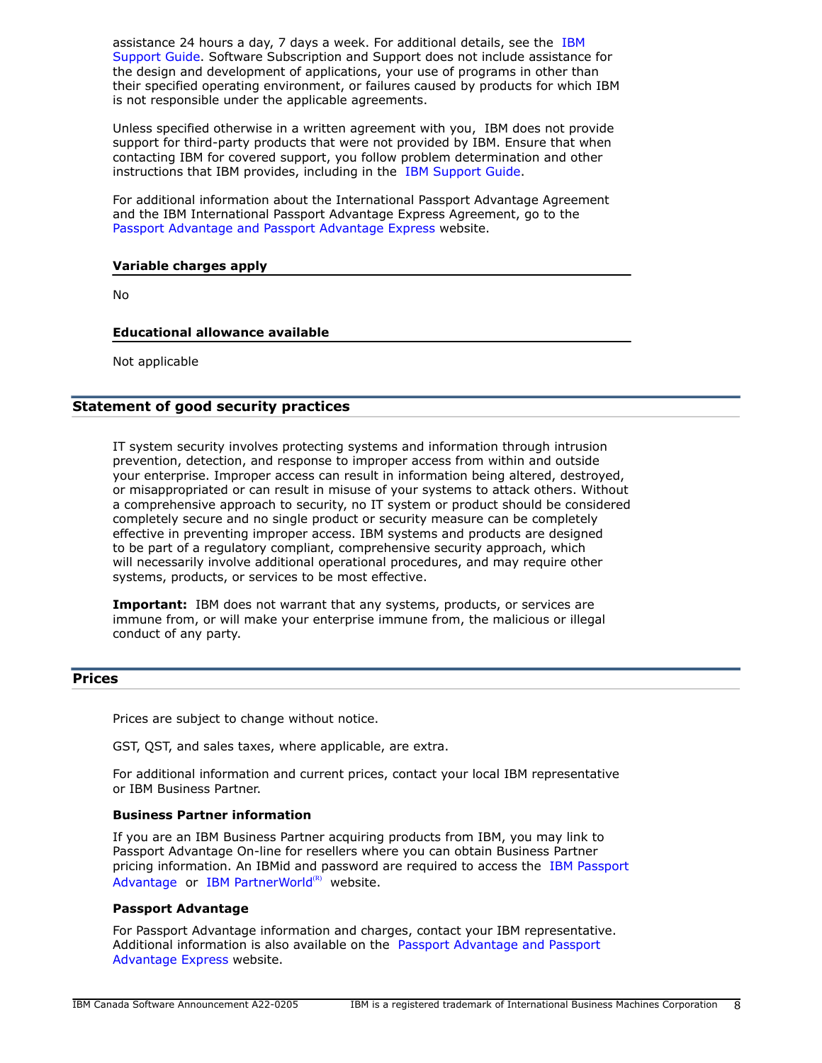assistance 24 hours a day, 7 days a week. For additional details, see the IBM Support Guide. Software Subscription and Support does not include assistance for the design and development of applications, your use of programs in other than their specified operating environment, or failures caused by products for which IBM is not responsible under the applicable agreements.

Unless specified otherwise in a written agreement with you, IBM does not provide support for third-party products that were not provided by IBM. Ensure that when contacting IBM for covered support, you follow problem determination and other instructions that IBM provides, including in the IBM Support Guide.

For additional information about the International Passport Advantage Agreement and the IBM International Passport Advantage Express Agreement, go to the Passport Advantage and Passport Advantage Express website.

### Variable charges apply

No

### Educational allowance available

Not applicable

## Statement of good security practices

IT system security involves protecting systems and information through intrusion prevention, detection, and response to improper access from within and outside your enterprise. Improper access can result in information being altered, destroyed, or misappropriated or can result in misuse of your systems to attack others. Without a comprehensive approach to security, no IT system or product should be considered completely secure and no single product or security measure can be completely effective in preventing improper access. IBM systems and products are designed to be part of a regulatory compliant, comprehensive security approach, which will necessarily involve additional operational procedures, and may require other systems, products, or services to be most effective.

**Important:** IBM does not warrant that any systems, products, or services are immune from, or will make your enterprise immune from, the malicious or illegal conduct of any party.

## Prices

Prices are subject to change without notice.

GST, QST, and sales taxes, where applicable, are extra.

For additional information and current prices, contact your local IBM representative or IBM Business Partner.

### Business Partner information

If you are an IBM Business Partner acquiring products from IBM, you may link to Passport Advantage On-line for resellers where you can obtain Business Partner pricing information. An IBMid and password are required to access the IBM Passport Advantage or IBM PartnerWorld(R) website.

### Passport Advantage

For Passport Advantage information and charges, contact your IBM representative. Additional information is also available on the Passport Advantage and Passport Advantage Express website.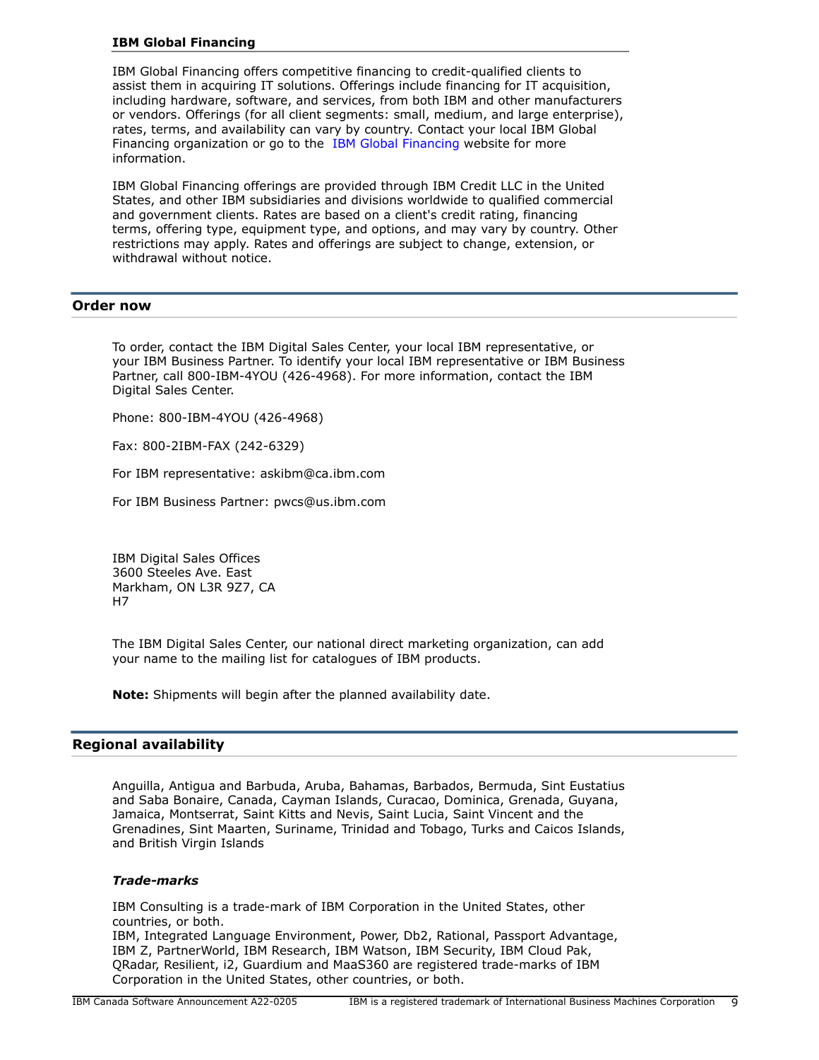### IBM Global Financing

IBM Global Financing offers competitive financing to credit-qualified clients to assist them in acquiring IT solutions. Offerings include financing for IT acquisition, including hardware, software, and services, from both IBM and other manufacturers or vendors. Offerings (for all client segments: small, medium, and large enterprise), rates, terms, and availability can vary by country. Contact your local IBM Global Financing organization or go to the IBM Global Financing website for more information.

IBM Global Financing offerings are provided through IBM Credit LLC in the United States, and other IBM subsidiaries and divisions worldwide to qualified commercial and government clients. Rates are based on a client's credit rating, financing terms, offering type, equipment type, and options, and may vary by country. Other restrictions may apply. Rates and offerings are subject to change, extension, or withdrawal without notice.

## Order now

To order, contact the IBM Digital Sales Center, your local IBM representative, or your IBM Business Partner. To identify your local IBM representative or IBM Business Partner, call 800-IBM-4YOU (426-4968). For more information, contact the IBM Digital Sales Center.

Phone: 800-IBM-4YOU (426-4968)

Fax: 800-2IBM-FAX (242-6329)

For IBM representative: askibm@ca.ibm.com

For IBM Business Partner: pwcs@us.ibm.com

IBM Digital Sales Offices
3600 Steeles Ave. East
Markham, ON L3R 9Z7, CA
H7

The IBM Digital Sales Center, our national direct marketing organization, can add your name to the mailing list for catalogues of IBM products.

**Note:** Shipments will begin after the planned availability date.

## Regional availability

Anguilla, Antigua and Barbuda, Aruba, Bahamas, Barbados, Bermuda, Sint Eustatius and Saba Bonaire, Canada, Cayman Islands, Curacao, Dominica, Grenada, Guyana, Jamaica, Montserrat, Saint Kitts and Nevis, Saint Lucia, Saint Vincent and the Grenadines, Sint Maarten, Suriname, Trinidad and Tobago, Turks and Caicos Islands, and British Virgin Islands

### *Trade-marks*

IBM Consulting is a trade-mark of IBM Corporation in the United States, other countries, or both.
IBM, Integrated Language Environment, Power, Db2, Rational, Passport Advantage, IBM Z, PartnerWorld, IBM Research, IBM Watson, IBM Security, IBM Cloud Pak, QRadar, Resilient, i2, Guardium and MaaS360 are registered trade-marks of IBM Corporation in the United States, other countries, or both.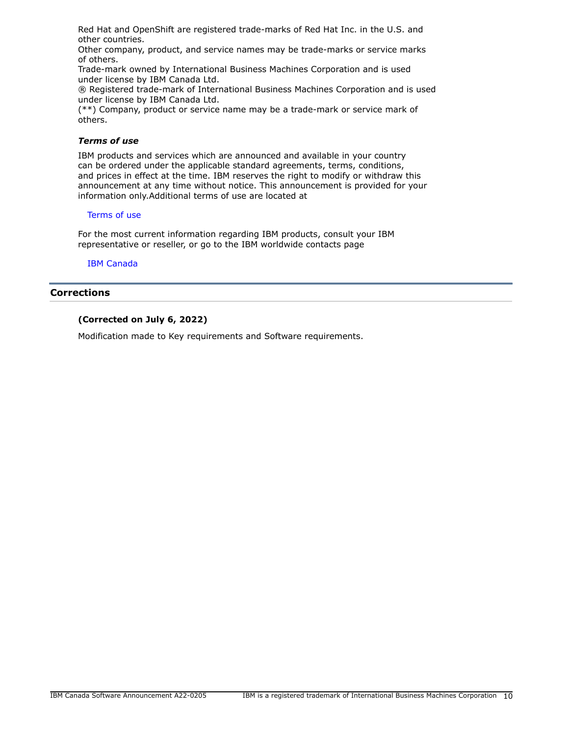Red Hat and OpenShift are registered trade-marks of Red Hat Inc. in the U.S. and other countries.
Other company, product, and service names may be trade-marks or service marks of others.
Trade-mark owned by International Business Machines Corporation and is used under license by IBM Canada Ltd.
® Registered trade-mark of International Business Machines Corporation and is used under license by IBM Canada Ltd.
(**) Company, product or service name may be a trade-mark or service mark of others.

### *Terms of use*

IBM products and services which are announced and available in your country can be ordered under the applicable standard agreements, terms, conditions, and prices in effect at the time. IBM reserves the right to modify or withdraw this announcement at any time without notice. This announcement is provided for your information only.Additional terms of use are located at

Terms of use

For the most current information regarding IBM products, consult your IBM representative or reseller, or go to the IBM worldwide contacts page

IBM Canada

## Corrections

**(Corrected on July 6, 2022)**

Modification made to Key requirements and Software requirements.